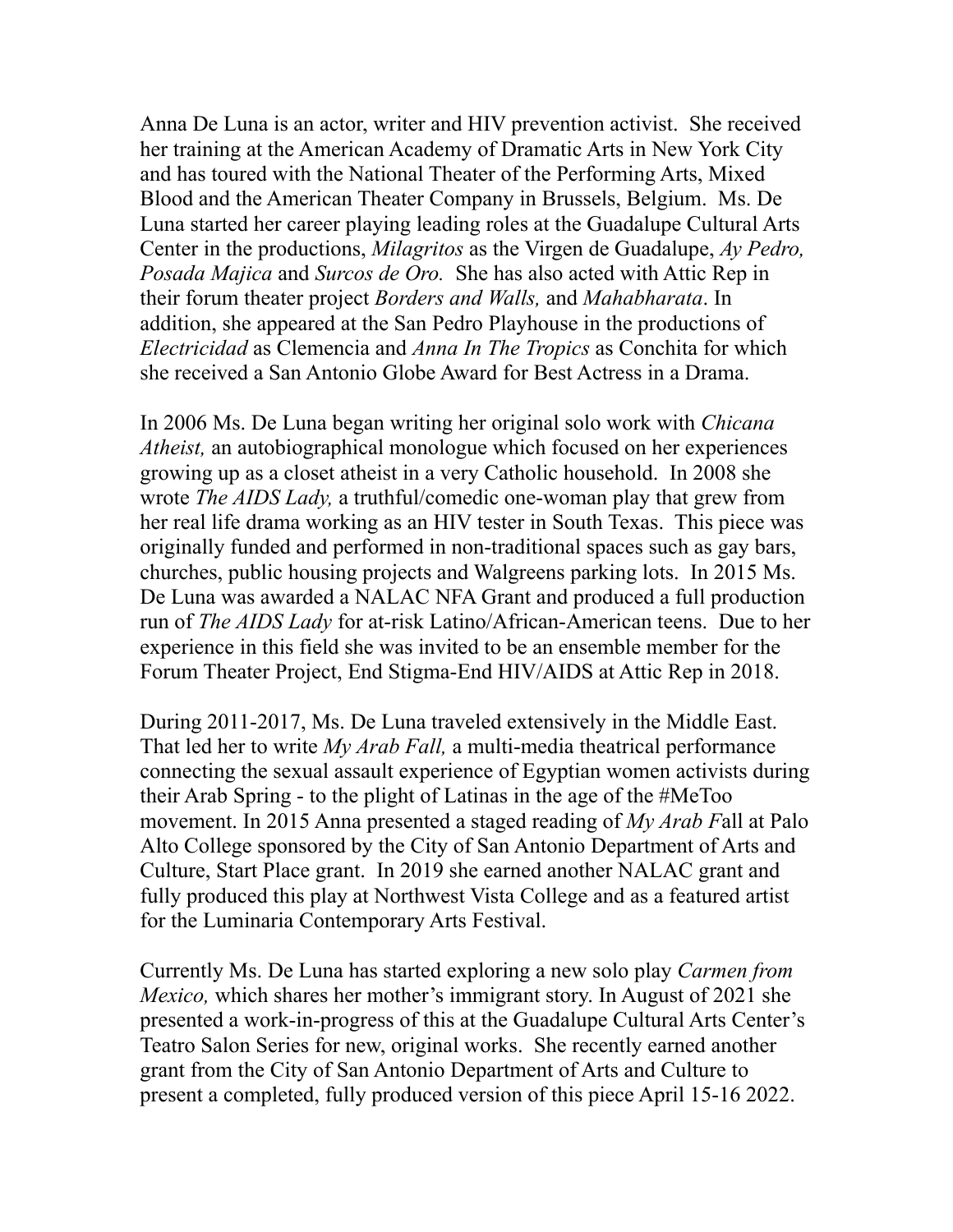Anna De Luna is an actor, writer and HIV prevention activist. She received her training at the American Academy of Dramatic Arts in New York City and has toured with the National Theater of the Performing Arts, Mixed Blood and the American Theater Company in Brussels, Belgium. Ms. De Luna started her career playing leading roles at the Guadalupe Cultural Arts Center in the productions, *Milagritos* as the Virgen de Guadalupe, *Ay Pedro, Posada Majica* and *Surcos de Oro.* She has also acted with Attic Rep in their forum theater project *Borders and Walls,* and *Mahabharata*. In addition, she appeared at the San Pedro Playhouse in the productions of *Electricidad* as Clemencia and *Anna In The Tropics* as Conchita for which she received a San Antonio Globe Award for Best Actress in a Drama.

In 2006 Ms. De Luna began writing her original solo work with *Chicana Atheist,* an autobiographical monologue which focused on her experiences growing up as a closet atheist in a very Catholic household. In 2008 she wrote *The AIDS Lady,* a truthful/comedic one-woman play that grew from her real life drama working as an HIV tester in South Texas. This piece was originally funded and performed in non-traditional spaces such as gay bars, churches, public housing projects and Walgreens parking lots. In 2015 Ms. De Luna was awarded a NALAC NFA Grant and produced a full production run of *The AIDS Lady* for at-risk Latino/African-American teens. Due to her experience in this field she was invited to be an ensemble member for the Forum Theater Project, End Stigma-End HIV/AIDS at Attic Rep in 2018.

During 2011-2017, Ms. De Luna traveled extensively in the Middle East. That led her to write *My Arab Fall,* a multi-media theatrical performance connecting the sexual assault experience of Egyptian women activists during their Arab Spring - to the plight of Latinas in the age of the #MeToo movement. In 2015 Anna presented a staged reading of *My Arab F*all at Palo Alto College sponsored by the City of San Antonio Department of Arts and Culture, Start Place grant. In 2019 she earned another NALAC grant and fully produced this play at Northwest Vista College and as a featured artist for the Luminaria Contemporary Arts Festival.

Currently Ms. De Luna has started exploring a new solo play *Carmen from Mexico,* which shares her mother's immigrant story. In August of 2021 she presented a work-in-progress of this at the Guadalupe Cultural Arts Center's Teatro Salon Series for new, original works. She recently earned another grant from the City of San Antonio Department of Arts and Culture to present a completed, fully produced version of this piece April 15-16 2022.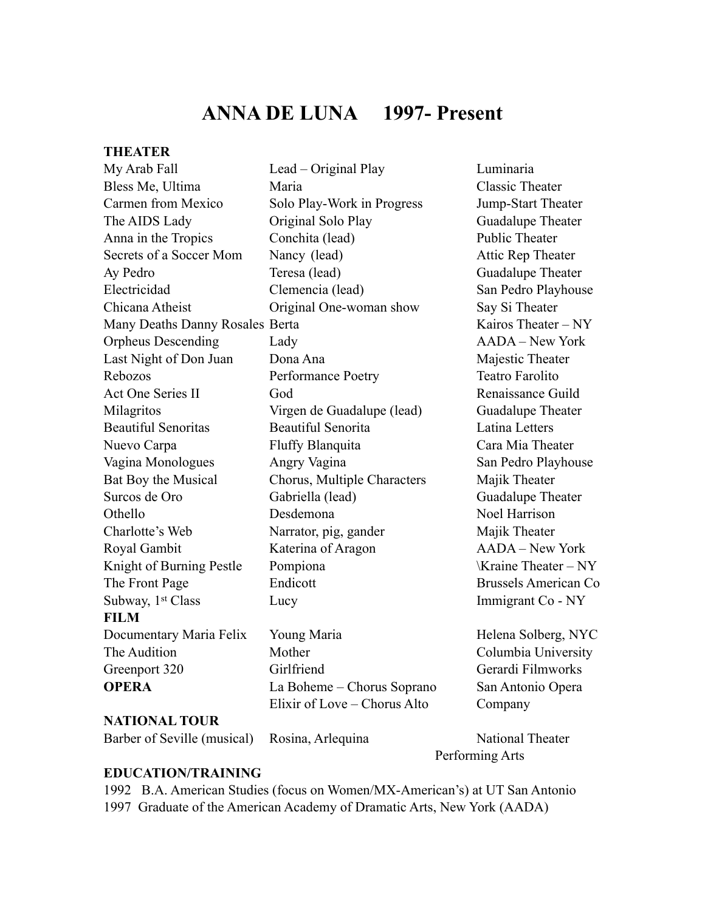# ANNA DE LUNA 1997- Present

**THEATER**

| | | |
|---|---|---|
| My Arab Fall | Lead – Original Play | Luminaria |
| Bless Me, Ultima | Maria | Classic Theater |
| Carmen from Mexico | Solo Play-Work in Progress | Jump-Start Theater |
| The AIDS Lady | Original Solo Play | Guadalupe Theater |
| Anna in the Tropics | Conchita (lead) | Public Theater |
| Secrets of a Soccer Mom | Nancy (lead) | Attic Rep Theater |
| Ay Pedro | Teresa (lead) | Guadalupe Theater |
| Electricidad | Clemencia (lead) | San Pedro Playhouse |
| Chicana Atheist | Original One-woman show | Say Si Theater |
| Many Deaths Danny Rosales | Berta | Kairos Theater – NY |
| Orpheus Descending | Lady | AADA – New York |
| Last Night of Don Juan | Dona Ana | Majestic Theater |
| Rebozos | Performance Poetry | Teatro Farolito |
| Act One Series II | God | Renaissance Guild |
| Milagritos | Virgen de Guadalupe (lead) | Guadalupe Theater |
| Beautiful Senoritas | Beautiful Senorita | Latina Letters |
| Nuevo Carpa | Fluffy Blanquita | Cara Mia Theater |
| Vagina Monologues | Angry Vagina | San Pedro Playhouse |
| Bat Boy the Musical | Chorus, Multiple Characters | Majik Theater |
| Surcos de Oro | Gabriella (lead) | Guadalupe Theater |
| Othello | Desdemona | Noel Harrison |
| Charlotte's Web | Narrator, pig, gander | Majik Theater |
| Royal Gambit | Katerina of Aragon | AADA – New York |
| Knight of Burning Pestle | Pompiona | \Kraine Theater – NY |
| The Front Page | Endicott | Brussels American Co |
| Subway, 1st Class | Lucy | Immigrant Co - NY |

**FILM**

| | | |
|---|---|---|
| Documentary Maria Felix | Young Maria | Helena Solberg, NYC |
| The Audition | Mother | Columbia University |
| Greenport 320 | Girlfriend | Gerardi Filmworks |

**OPERA**

| | | |
|---|---|---|
| | La Boheme – Chorus Soprano | San Antonio Opera |
| | Elixir of Love – Chorus Alto | Company |

**NATIONAL TOUR**

| | | |
|---|---|---|
| Barber of Seville (musical) | Rosina, Arlequina | National Theater Performing Arts |

**EDUCATION/TRAINING**

1992 B.A. American Studies (focus on Women/MX-American's) at UT San Antonio
1997 Graduate of the American Academy of Dramatic Arts, New York (AADA)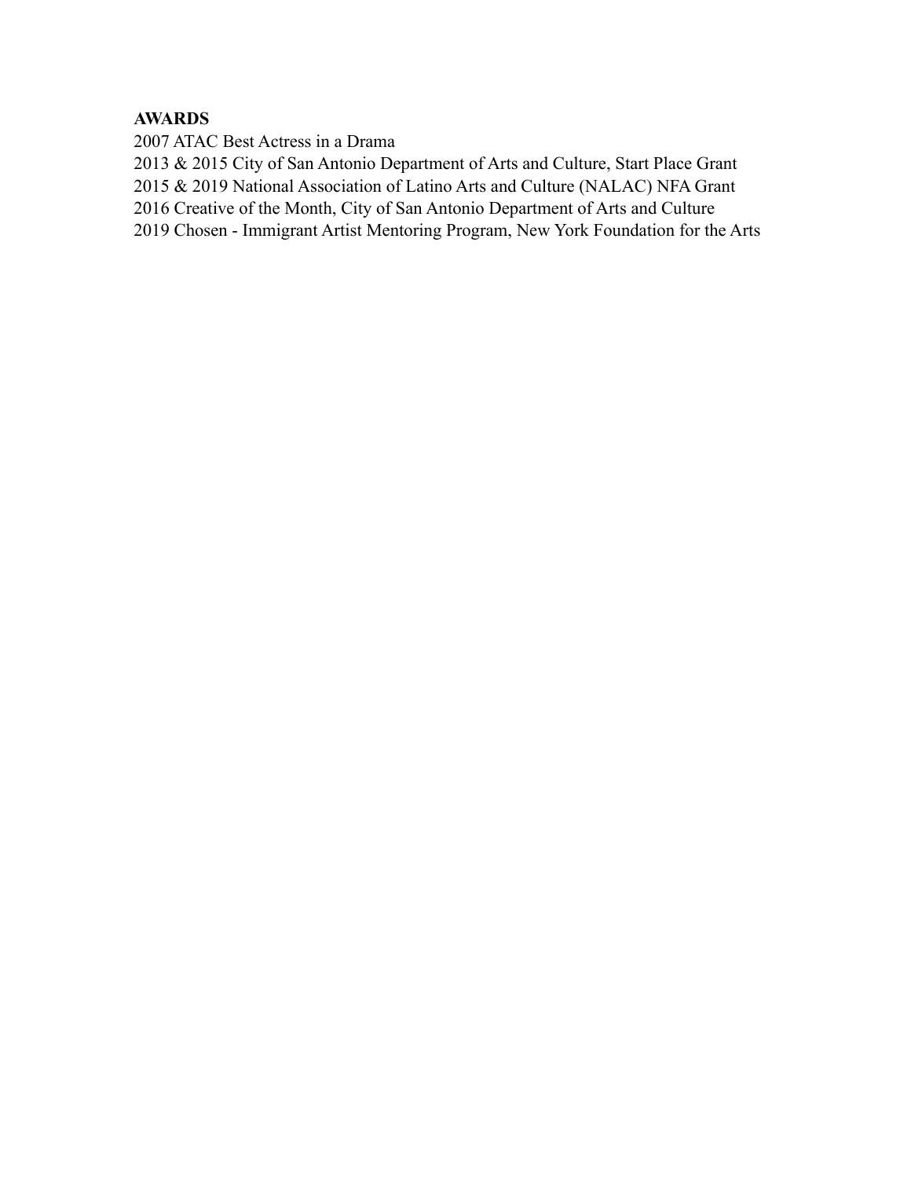**AWARDS**

2007 ATAC Best Actress in a Drama

2013 & 2015 City of San Antonio Department of Arts and Culture, Start Place Grant

2015 & 2019 National Association of Latino Arts and Culture (NALAC) NFA Grant

2016 Creative of the Month, City of San Antonio Department of Arts and Culture

2019 Chosen - Immigrant Artist Mentoring Program, New York Foundation for the Arts